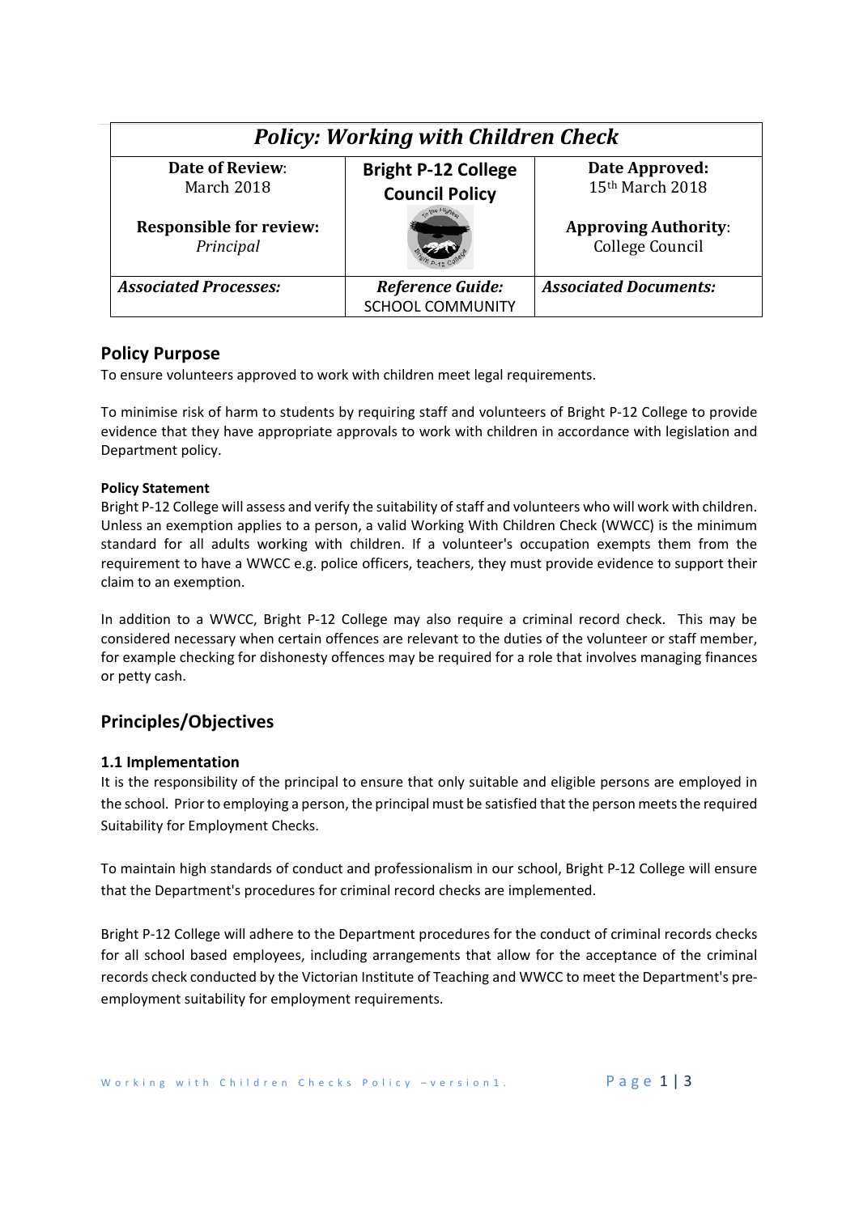| *Policy: Working with Children Check* | | |
|---|---|---|
| **Date of Review**: March 2018<br><br>**Responsible for review:** *Principal* | **Bright P-12 College Council Policy** | **Date Approved:** 15th March 2018<br><br>**Approving Authority**: College Council |
| ***Associated Processes:*** | ***Reference Guide:*** SCHOOL COMMUNITY | ***Associated Documents:*** |

## Policy Purpose

To ensure volunteers approved to work with children meet legal requirements.

To minimise risk of harm to students by requiring staff and volunteers of Bright P-12 College to provide evidence that they have appropriate approvals to work with children in accordance with legislation and Department policy.

**Policy Statement**

Bright P-12 College will assess and verify the suitability of staff and volunteers who will work with children. Unless an exemption applies to a person, a valid Working With Children Check (WWCC) is the minimum standard for all adults working with children. If a volunteer's occupation exempts them from the requirement to have a WWCC e.g. police officers, teachers, they must provide evidence to support their claim to an exemption.

In addition to a WWCC, Bright P-12 College may also require a criminal record check. This may be considered necessary when certain offences are relevant to the duties of the volunteer or staff member, for example checking for dishonesty offences may be required for a role that involves managing finances or petty cash.

## Principles/Objectives

### 1.1 Implementation

It is the responsibility of the principal to ensure that only suitable and eligible persons are employed in the school. Prior to employing a person, the principal must be satisfied that the person meets the required Suitability for Employment Checks.

To maintain high standards of conduct and professionalism in our school, Bright P-12 College will ensure that the Department's procedures for criminal record checks are implemented.

Bright P-12 College will adhere to the Department procedures for the conduct of criminal records checks for all school based employees, including arrangements that allow for the acceptance of the criminal records check conducted by the Victorian Institute of Teaching and WWCC to meet the Department's pre-employment suitability for employment requirements.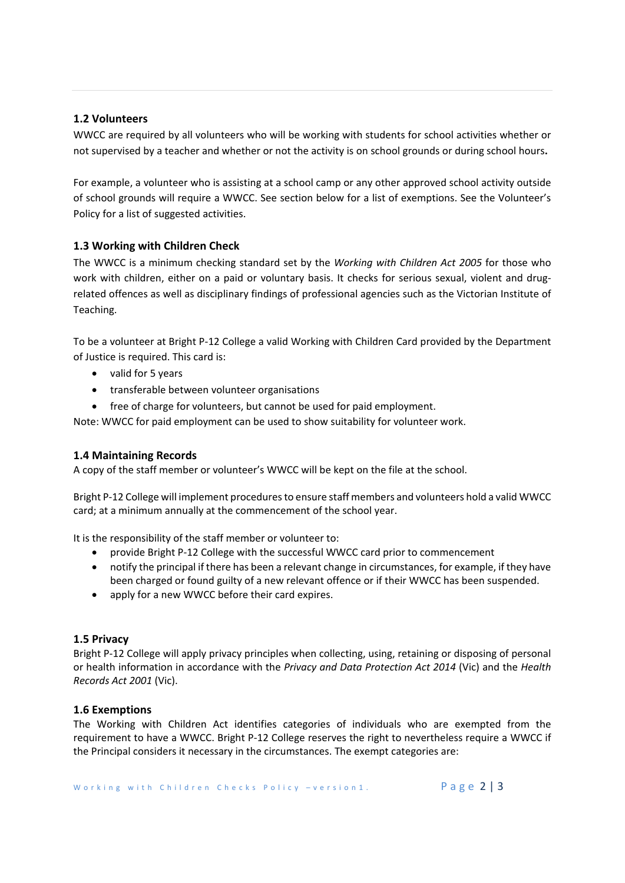### 1.2 Volunteers

WWCC are required by all volunteers who will be working with students for school activities whether or not supervised by a teacher and whether or not the activity is on school grounds or during school hours**.**

For example, a volunteer who is assisting at a school camp or any other approved school activity outside of school grounds will require a WWCC. See section below for a list of exemptions. See the Volunteer's Policy for a list of suggested activities.

### 1.3 Working with Children Check

The WWCC is a minimum checking standard set by the *Working with Children Act 2005* for those who work with children, either on a paid or voluntary basis. It checks for serious sexual, violent and drug-related offences as well as disciplinary findings of professional agencies such as the Victorian Institute of Teaching.

To be a volunteer at Bright P-12 College a valid Working with Children Card provided by the Department of Justice is required. This card is:

- valid for 5 years
- transferable between volunteer organisations
- free of charge for volunteers, but cannot be used for paid employment.

Note: WWCC for paid employment can be used to show suitability for volunteer work.

### 1.4 Maintaining Records

A copy of the staff member or volunteer's WWCC will be kept on the file at the school.

Bright P-12 College will implement procedures to ensure staff members and volunteers hold a valid WWCC card; at a minimum annually at the commencement of the school year.

It is the responsibility of the staff member or volunteer to:

- provide Bright P-12 College with the successful WWCC card prior to commencement
- notify the principal if there has been a relevant change in circumstances, for example, if they have been charged or found guilty of a new relevant offence or if their WWCC has been suspended.
- apply for a new WWCC before their card expires.

### 1.5 Privacy

Bright P-12 College will apply privacy principles when collecting, using, retaining or disposing of personal or health information in accordance with the *Privacy and Data Protection Act 2014* (Vic) and the *Health Records Act 2001* (Vic).

### 1.6 Exemptions

The Working with Children Act identifies categories of individuals who are exempted from the requirement to have a WWCC. Bright P-12 College reserves the right to nevertheless require a WWCC if the Principal considers it necessary in the circumstances. The exempt categories are: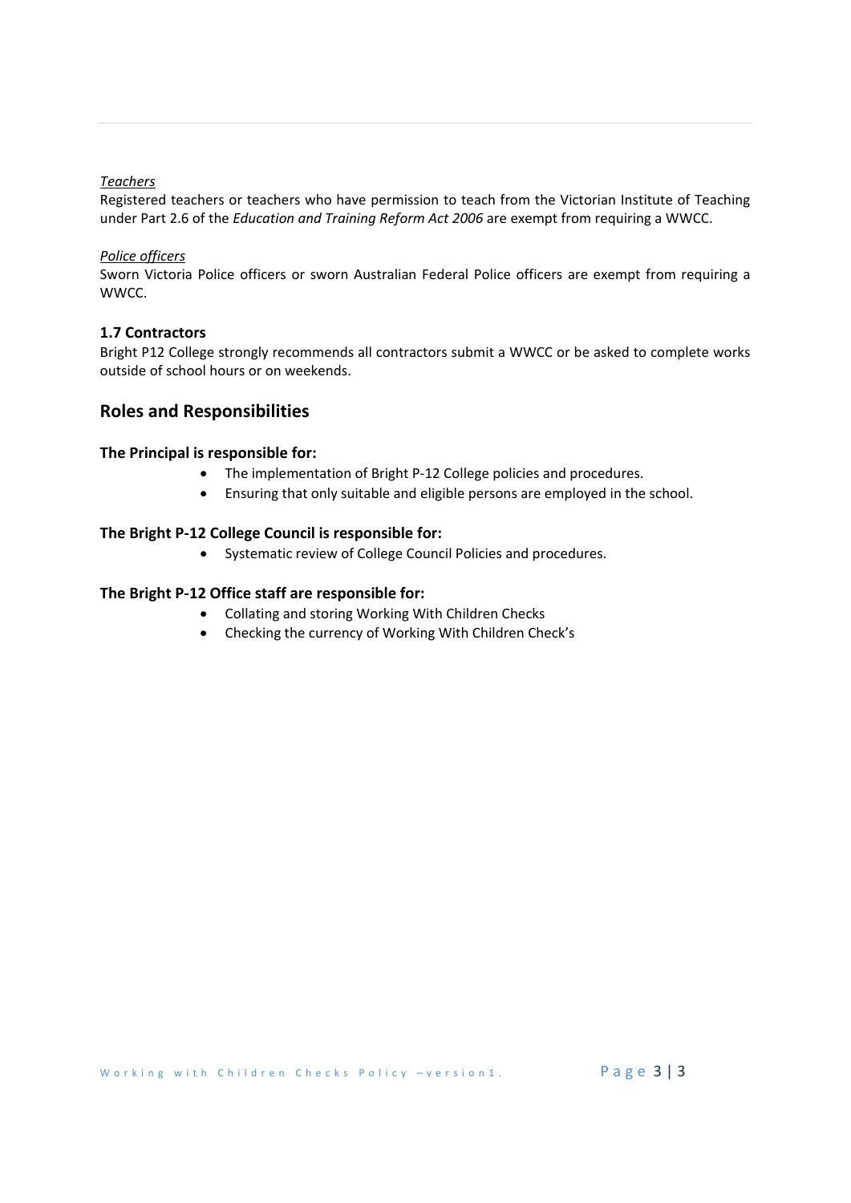*Teachers*

Registered teachers or teachers who have permission to teach from the Victorian Institute of Teaching under Part 2.6 of the *Education and Training Reform Act 2006* are exempt from requiring a WWCC.

*Police officers*

Sworn Victoria Police officers or sworn Australian Federal Police officers are exempt from requiring a WWCC.

### 1.7 Contractors

Bright P12 College strongly recommends all contractors submit a WWCC or be asked to complete works outside of school hours or on weekends.

## Roles and Responsibilities

### The Principal is responsible for:

- The implementation of Bright P-12 College policies and procedures.
- Ensuring that only suitable and eligible persons are employed in the school.

### The Bright P-12 College Council is responsible for:

- Systematic review of College Council Policies and procedures.

### The Bright P-12 Office staff are responsible for:

- Collating and storing Working With Children Checks
- Checking the currency of Working With Children Check's